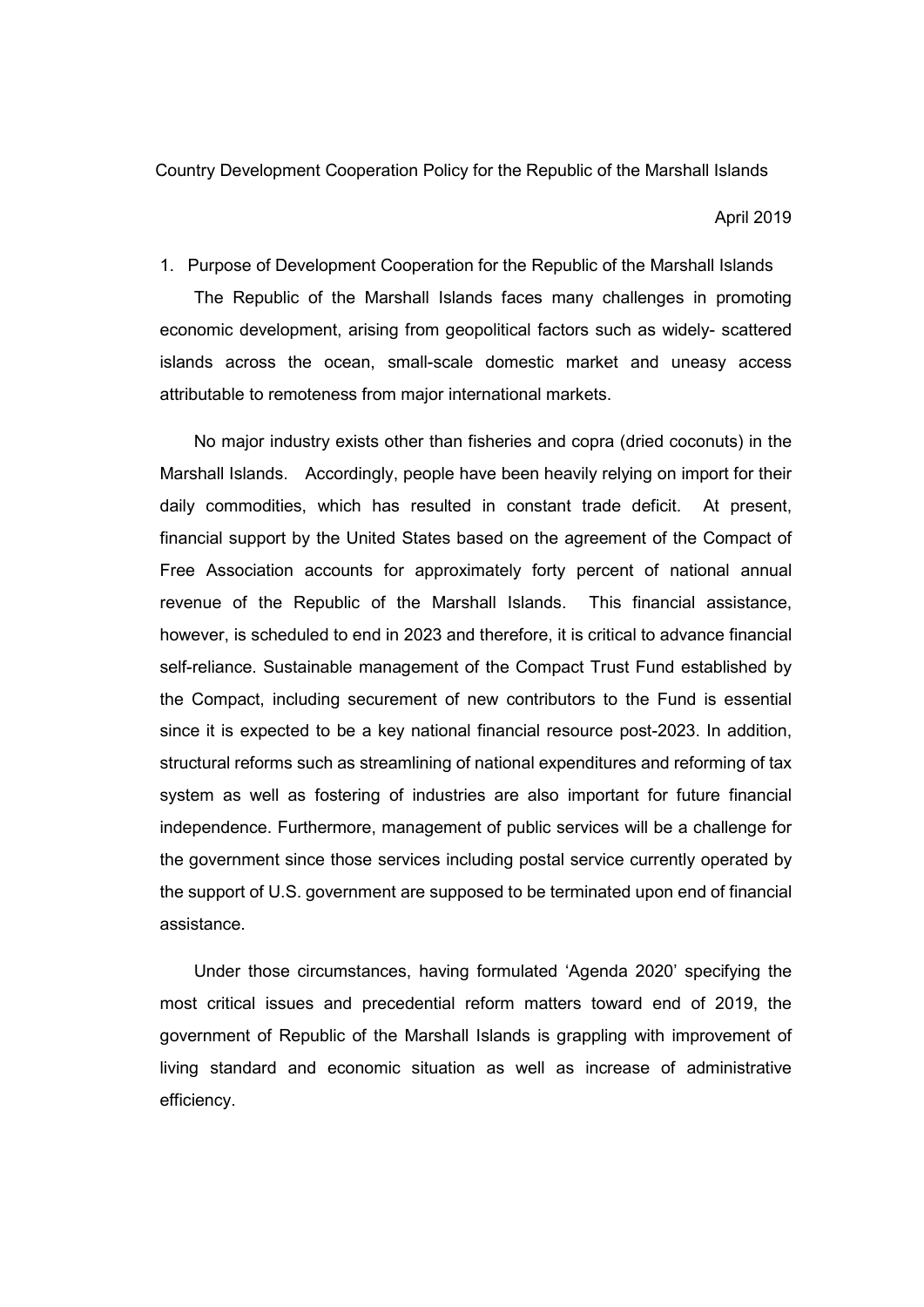# Country Development Cooperation Policy for the Republic of the Marshall Islands

April 2019

## 1. Purpose of Development Cooperation for the Republic of the Marshall Islands

The Republic of the Marshall Islands faces many challenges in promoting economic development, arising from geopolitical factors such as widely- scattered islands across the ocean, small-scale domestic market and uneasy access attributable to remoteness from major international markets.

No major industry exists other than fisheries and copra (dried coconuts) in the Marshall Islands. Accordingly, people have been heavily relying on import for their daily commodities, which has resulted in constant trade deficit. At present, financial support by the United States based on the agreement of the Compact of Free Association accounts for approximately forty percent of national annual revenue of the Republic of the Marshall Islands. This financial assistance, however, is scheduled to end in 2023 and therefore, it is critical to advance financial self-reliance. Sustainable management of the Compact Trust Fund established by the Compact, including securement of new contributors to the Fund is essential since it is expected to be a key national financial resource post-2023. In addition, structural reforms such as streamlining of national expenditures and reforming of tax system as well as fostering of industries are also important for future financial independence. Furthermore, management of public services will be a challenge for the government since those services including postal service currently operated by the support of U.S. government are supposed to be terminated upon end of financial assistance.

Under those circumstances, having formulated 'Agenda 2020' specifying the most critical issues and precedential reform matters toward end of 2019, the government of Republic of the Marshall Islands is grappling with improvement of living standard and economic situation as well as increase of administrative efficiency.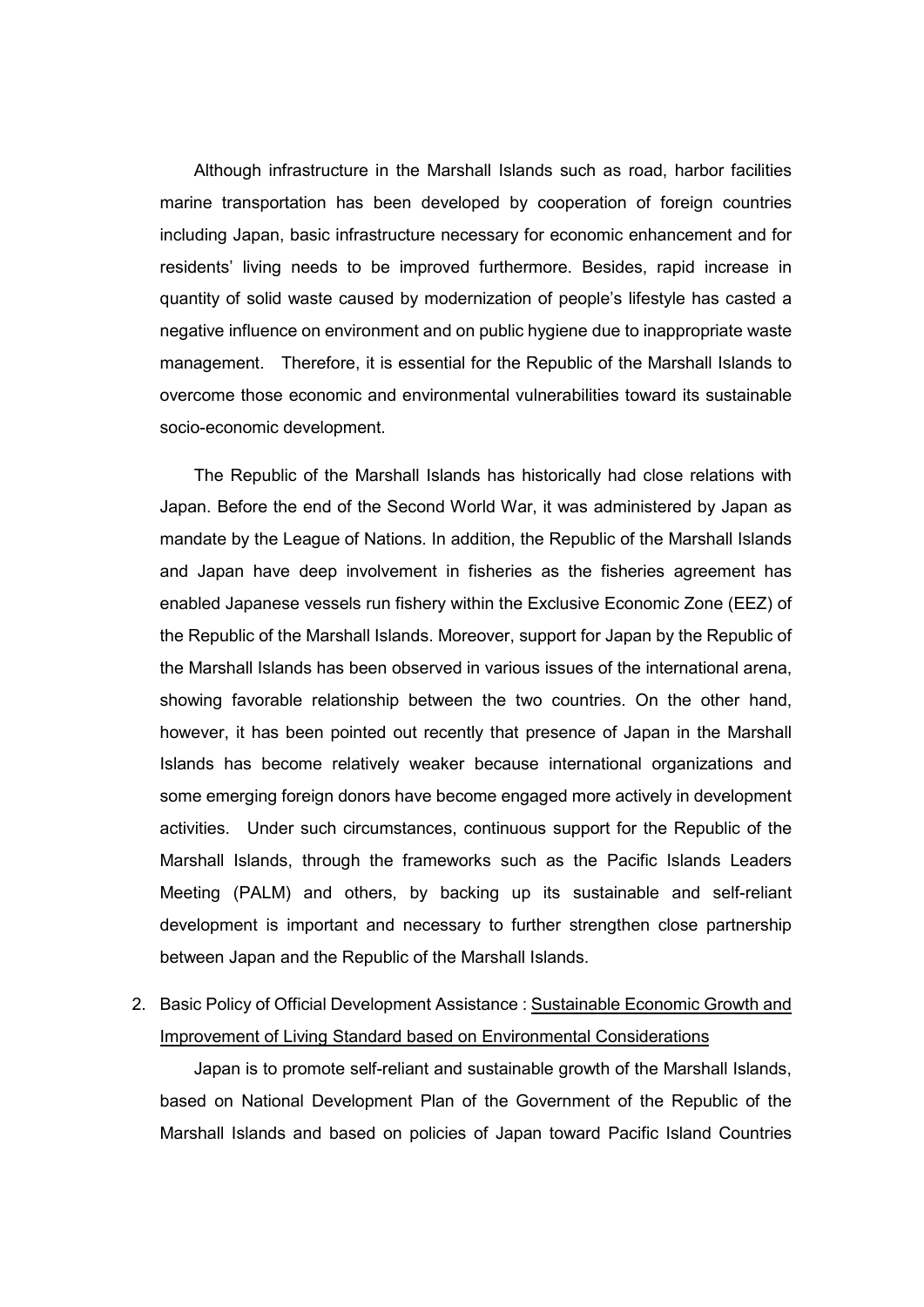Although infrastructure in the Marshall Islands such as road, harbor facilities marine transportation has been developed by cooperation of foreign countries including Japan, basic infrastructure necessary for economic enhancement and for residents' living needs to be improved furthermore. Besides, rapid increase in quantity of solid waste caused by modernization of people's lifestyle has casted a negative influence on environment and on public hygiene due to inappropriate waste management. Therefore, it is essential for the Republic of the Marshall Islands to overcome those economic and environmental vulnerabilities toward its sustainable socio-economic development.

The Republic of the Marshall Islands has historically had close relations with Japan. Before the end of the Second World War, it was administered by Japan as mandate by the League of Nations. In addition, the Republic of the Marshall Islands and Japan have deep involvement in fisheries as the fisheries agreement has enabled Japanese vessels run fishery within the Exclusive Economic Zone (EEZ) of the Republic of the Marshall Islands. Moreover, support for Japan by the Republic of the Marshall Islands has been observed in various issues of the international arena, showing favorable relationship between the two countries. On the other hand, however, it has been pointed out recently that presence of Japan in the Marshall Islands has become relatively weaker because international organizations and some emerging foreign donors have become engaged more actively in development activities. Under such circumstances, continuous support for the Republic of the Marshall Islands, through the frameworks such as the Pacific Islands Leaders Meeting (PALM) and others, by backing up its sustainable and self-reliant development is important and necessary to further strengthen close partnership between Japan and the Republic of the Marshall Islands.

2. Basic Policy of Official Development Assistance : Sustainable Economic Growth and Improvement of Living Standard based on Environmental Considerations

Japan is to promote self-reliant and sustainable growth of the Marshall Islands, based on National Development Plan of the Government of the Republic of the Marshall Islands and based on policies of Japan toward Pacific Island Countries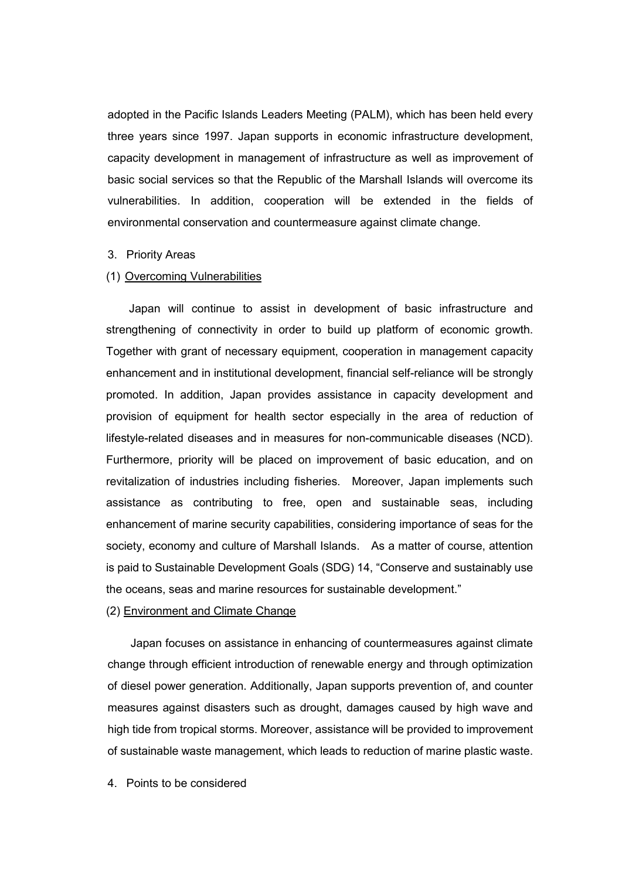adopted in the Pacific Islands Leaders Meeting (PALM), which has been held every three years since 1997. Japan supports in economic infrastructure development, capacity development in management of infrastructure as well as improvement of basic social services so that the Republic of the Marshall Islands will overcome its vulnerabilities. In addition, cooperation will be extended in the fields of environmental conservation and countermeasure against climate change.

3. Priority Areas

(1) <u>Overcoming Vulnerabilities</u>

Japan will continue to assist in development of basic infrastructure and strengthening of connectivity in order to build up platform of economic growth. Together with grant of necessary equipment, cooperation in management capacity enhancement and in institutional development, financial self-reliance will be strongly promoted. In addition, Japan provides assistance in capacity development and provision of equipment for health sector especially in the area of reduction of lifestyle-related diseases and in measures for non-communicable diseases (NCD). Furthermore, priority will be placed on improvement of basic education, and on revitalization of industries including fisheries. Moreover, Japan implements such assistance as contributing to free, open and sustainable seas, including enhancement of marine security capabilities, considering importance of seas for the society, economy and culture of Marshall Islands. As a matter of course, attention is paid to Sustainable Development Goals (SDG) 14, "Conserve and sustainably use the oceans, seas and marine resources for sustainable development."

(2) <u>Environment and Climate Change</u>

Japan focuses on assistance in enhancing of countermeasures against climate change through efficient introduction of renewable energy and through optimization of diesel power generation. Additionally, Japan supports prevention of, and counter measures against disasters such as drought, damages caused by high wave and high tide from tropical storms. Moreover, assistance will be provided to improvement of sustainable waste management, which leads to reduction of marine plastic waste.

4. Points to be considered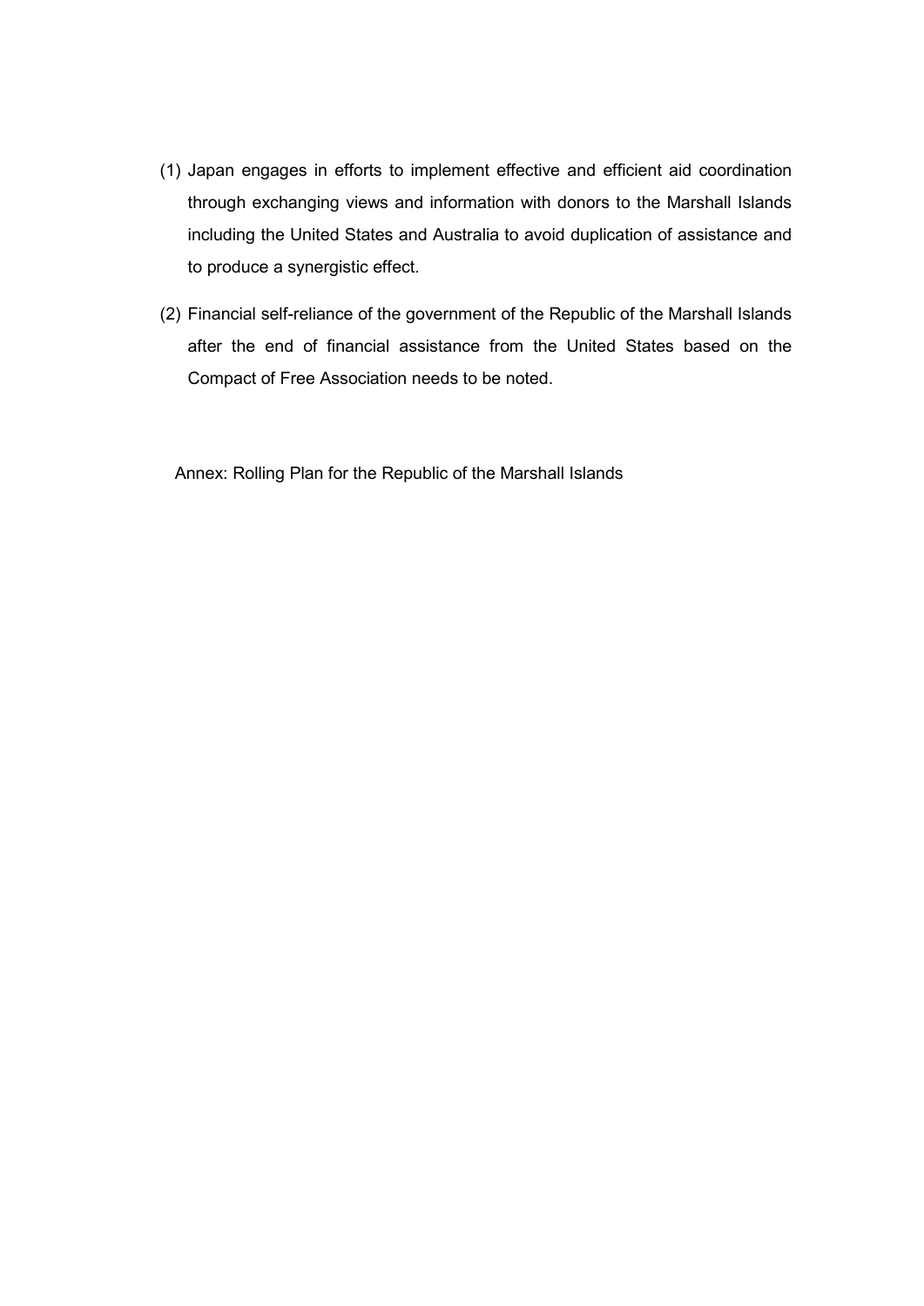(1) Japan engages in efforts to implement effective and efficient aid coordination through exchanging views and information with donors to the Marshall Islands including the United States and Australia to avoid duplication of assistance and to produce a synergistic effect.

(2) Financial self-reliance of the government of the Republic of the Marshall Islands after the end of financial assistance from the United States based on the Compact of Free Association needs to be noted.

Annex: Rolling Plan for the Republic of the Marshall Islands